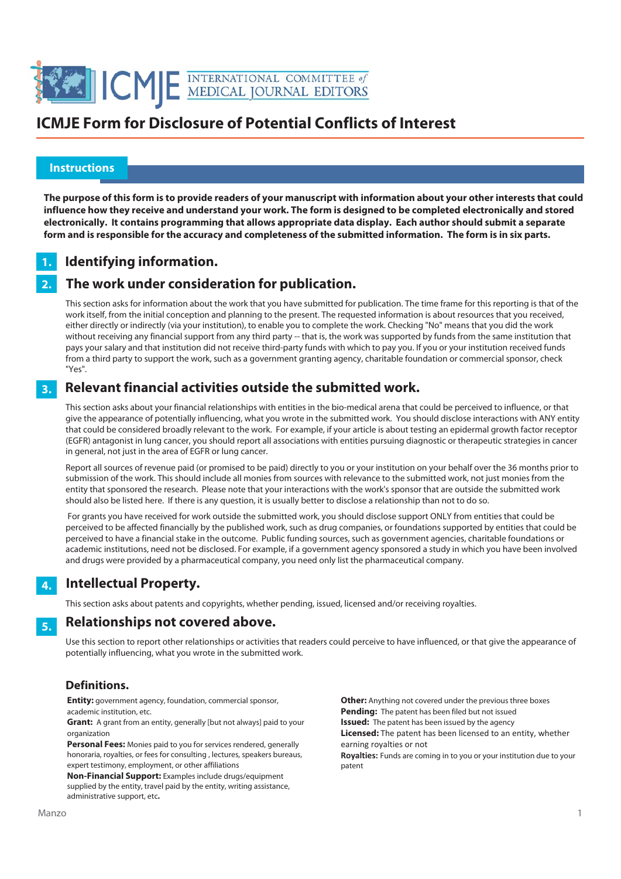# ICMJE Form for Disclosure of Potential Conflicts of Interest

## Instructions

**The purpose of this form is to provide readers of your manuscript with information about your other interests that could influence how they receive and understand your work. The form is designed to be completed electronically and stored electronically. It contains programming that allows appropriate data display. Each author should submit a separate form and is responsible for the accuracy and completeness of the submitted information. The form is in six parts.**

### 1. Identifying information.

### 2. The work under consideration for publication.

This section asks for information about the work that you have submitted for publication. The time frame for this reporting is that of the work itself, from the initial conception and planning to the present. The requested information is about resources that you received, either directly or indirectly (via your institution), to enable you to complete the work. Checking "No" means that you did the work without receiving any financial support from any third party -- that is, the work was supported by funds from the same institution that pays your salary and that institution did not receive third-party funds with which to pay you. If you or your institution received funds from a third party to support the work, such as a government granting agency, charitable foundation or commercial sponsor, check "Yes".

### 3. Relevant financial activities outside the submitted work.

This section asks about your financial relationships with entities in the bio-medical arena that could be perceived to influence, or that give the appearance of potentially influencing, what you wrote in the submitted work. You should disclose interactions with ANY entity that could be considered broadly relevant to the work. For example, if your article is about testing an epidermal growth factor receptor (EGFR) antagonist in lung cancer, you should report all associations with entities pursuing diagnostic or therapeutic strategies in cancer in general, not just in the area of EGFR or lung cancer.

Report all sources of revenue paid (or promised to be paid) directly to you or your institution on your behalf over the 36 months prior to submission of the work. This should include all monies from sources with relevance to the submitted work, not just monies from the entity that sponsored the research. Please note that your interactions with the work's sponsor that are outside the submitted work should also be listed here. If there is any question, it is usually better to disclose a relationship than not to do so.

For grants you have received for work outside the submitted work, you should disclose support ONLY from entities that could be perceived to be affected financially by the published work, such as drug companies, or foundations supported by entities that could be perceived to have a financial stake in the outcome. Public funding sources, such as government agencies, charitable foundations or academic institutions, need not be disclosed. For example, if a government agency sponsored a study in which you have been involved and drugs were provided by a pharmaceutical company, you need only list the pharmaceutical company.

### 4. Intellectual Property.

This section asks about patents and copyrights, whether pending, issued, licensed and/or receiving royalties.

### 5. Relationships not covered above.

Use this section to report other relationships or activities that readers could perceive to have influenced, or that give the appearance of potentially influencing, what you wrote in the submitted work.

### Definitions.

**Entity:** government agency, foundation, commercial sponsor, academic institution, etc.

**Grant:** A grant from an entity, generally [but not always] paid to your organization

**Personal Fees:** Monies paid to you for services rendered, generally honoraria, royalties, or fees for consulting , lectures, speakers bureaus, expert testimony, employment, or other affiliations

**Non-Financial Support:** Examples include drugs/equipment supplied by the entity, travel paid by the entity, writing assistance, administrative support, etc**.**

**Other:** Anything not covered under the previous three boxes

**Pending:** The patent has been filed but not issued

**Issued:** The patent has been issued by the agency

**Licensed:** The patent has been licensed to an entity, whether earning royalties or not

**Royalties:** Funds are coming in to you or your institution due to your patent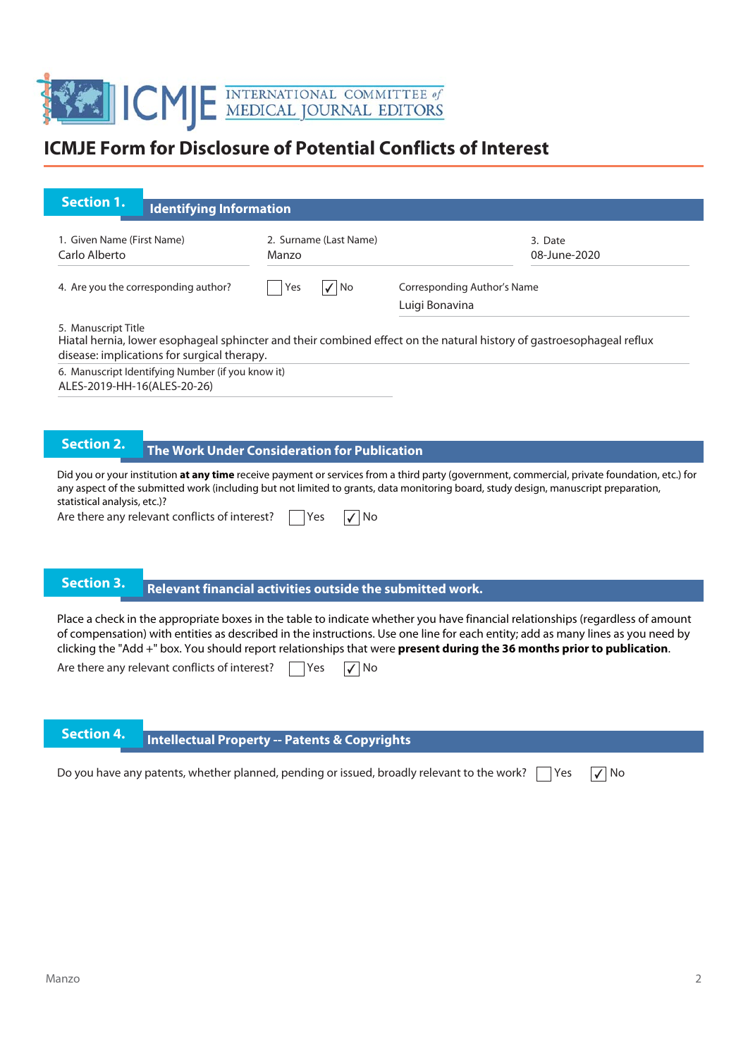# ICMJE Form for Disclosure of Potential Conflicts of Interest

## Section 1. Identifying Information

1. Given Name (First Name)
Carlo Alberto

2. Surname (Last Name)
Manzo

3. Date
08-June-2020

4. Are you the corresponding author? ☐ Yes ☑ No

Corresponding Author's Name
Luigi Bonavina

5. Manuscript Title
Hiatal hernia, lower esophageal sphincter and their combined effect on the natural history of gastroesophageal reflux disease: implications for surgical therapy.

6. Manuscript Identifying Number (if you know it)
ALES-2019-HH-16(ALES-20-26)

## Section 2. The Work Under Consideration for Publication

Did you or your institution **at any time** receive payment or services from a third party (government, commercial, private foundation, etc.) for any aspect of the submitted work (including but not limited to grants, data monitoring board, study design, manuscript preparation, statistical analysis, etc.)?

Are there any relevant conflicts of interest? ☐ Yes ☑ No

## Section 3. Relevant financial activities outside the submitted work.

Place a check in the appropriate boxes in the table to indicate whether you have financial relationships (regardless of amount of compensation) with entities as described in the instructions. Use one line for each entity; add as many lines as you need by clicking the "Add +" box. You should report relationships that were **present during the 36 months prior to publication**.

Are there any relevant conflicts of interest? ☐ Yes ☑ No

## Section 4. Intellectual Property -- Patents & Copyrights

Do you have any patents, whether planned, pending or issued, broadly relevant to the work? ☐ Yes ☑ No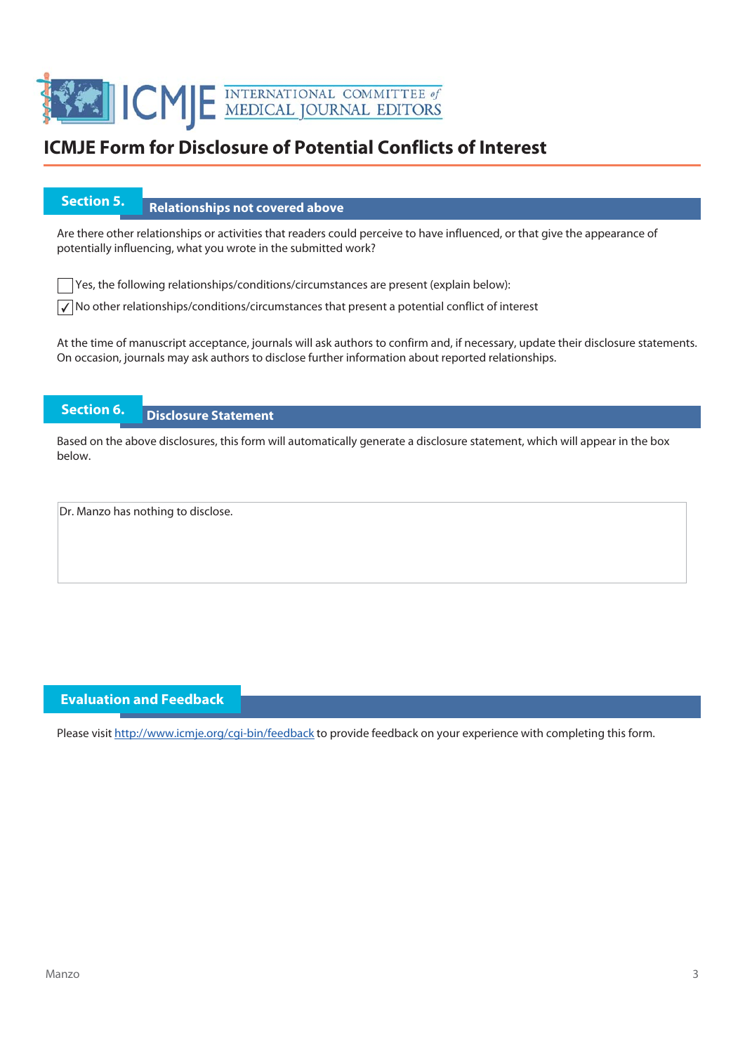# ICMJE Form for Disclosure of Potential Conflicts of Interest

## Section 5. Relationships not covered above

Are there other relationships or activities that readers could perceive to have influenced, or that give the appearance of potentially influencing, what you wrote in the submitted work?

- [ ] Yes, the following relationships/conditions/circumstances are present (explain below):
- [x] No other relationships/conditions/circumstances that present a potential conflict of interest

At the time of manuscript acceptance, journals will ask authors to confirm and, if necessary, update their disclosure statements. On occasion, journals may ask authors to disclose further information about reported relationships.

## Section 6. Disclosure Statement

Based on the above disclosures, this form will automatically generate a disclosure statement, which will appear in the box below.

Dr. Manzo has nothing to disclose.

## Evaluation and Feedback

Please visit http://www.icmje.org/cgi-bin/feedback to provide feedback on your experience with completing this form.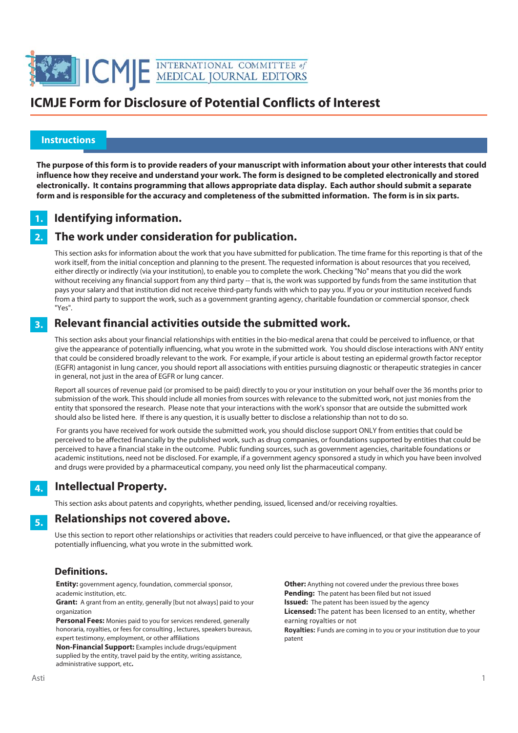# ICMJE Form for Disclosure of Potential Conflicts of Interest

## Instructions

**The purpose of this form is to provide readers of your manuscript with information about your other interests that could influence how they receive and understand your work. The form is designed to be completed electronically and stored electronically. It contains programming that allows appropriate data display. Each author should submit a separate form and is responsible for the accuracy and completeness of the submitted information. The form is in six parts.**

### 1. Identifying information.

### 2. The work under consideration for publication.

This section asks for information about the work that you have submitted for publication. The time frame for this reporting is that of the work itself, from the initial conception and planning to the present. The requested information is about resources that you received, either directly or indirectly (via your institution), to enable you to complete the work. Checking "No" means that you did the work without receiving any financial support from any third party -- that is, the work was supported by funds from the same institution that pays your salary and that institution did not receive third-party funds with which to pay you. If you or your institution received funds from a third party to support the work, such as a government granting agency, charitable foundation or commercial sponsor, check "Yes".

### 3. Relevant financial activities outside the submitted work.

This section asks about your financial relationships with entities in the bio-medical arena that could be perceived to influence, or that give the appearance of potentially influencing, what you wrote in the submitted work. You should disclose interactions with ANY entity that could be considered broadly relevant to the work. For example, if your article is about testing an epidermal growth factor receptor (EGFR) antagonist in lung cancer, you should report all associations with entities pursuing diagnostic or therapeutic strategies in cancer in general, not just in the area of EGFR or lung cancer.

Report all sources of revenue paid (or promised to be paid) directly to you or your institution on your behalf over the 36 months prior to submission of the work. This should include all monies from sources with relevance to the submitted work, not just monies from the entity that sponsored the research. Please note that your interactions with the work's sponsor that are outside the submitted work should also be listed here. If there is any question, it is usually better to disclose a relationship than not to do so.

For grants you have received for work outside the submitted work, you should disclose support ONLY from entities that could be perceived to be affected financially by the published work, such as drug companies, or foundations supported by entities that could be perceived to have a financial stake in the outcome. Public funding sources, such as government agencies, charitable foundations or academic institutions, need not be disclosed. For example, if a government agency sponsored a study in which you have been involved and drugs were provided by a pharmaceutical company, you need only list the pharmaceutical company.

### 4. Intellectual Property.

This section asks about patents and copyrights, whether pending, issued, licensed and/or receiving royalties.

### 5. Relationships not covered above.

Use this section to report other relationships or activities that readers could perceive to have influenced, or that give the appearance of potentially influencing, what you wrote in the submitted work.

### Definitions.

**Entity:** government agency, foundation, commercial sponsor, academic institution, etc.

**Grant:** A grant from an entity, generally [but not always] paid to your organization

**Personal Fees:** Monies paid to you for services rendered, generally honoraria, royalties, or fees for consulting , lectures, speakers bureaus, expert testimony, employment, or other affiliations

**Non-Financial Support:** Examples include drugs/equipment supplied by the entity, travel paid by the entity, writing assistance, administrative support, etc**.**

**Other:** Anything not covered under the previous three boxes

**Pending:** The patent has been filed but not issued

**Issued:** The patent has been issued by the agency

**Licensed:** The patent has been licensed to an entity, whether earning royalties or not

**Royalties:** Funds are coming in to you or your institution due to your patent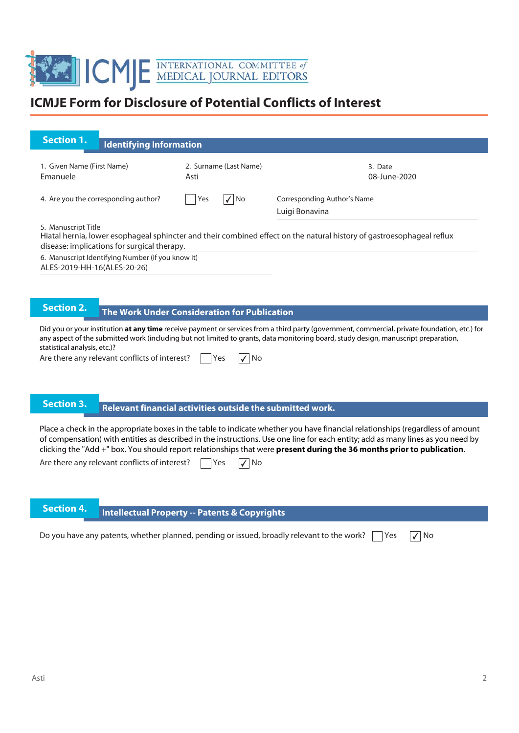ICMJE INTERNATIONAL COMMITTEE of MEDICAL JOURNAL EDITORS

# ICMJE Form for Disclosure of Potential Conflicts of Interest

## Section 1. Identifying Information

1. Given Name (First Name)
Emanuele

2. Surname (Last Name)
Asti

3. Date
08-June-2020

4. Are you the corresponding author? ☐ Yes ☑ No

Corresponding Author's Name
Luigi Bonavina

5. Manuscript Title
Hiatal hernia, lower esophageal sphincter and their combined effect on the natural history of gastroesophageal reflux disease: implications for surgical therapy.

6. Manuscript Identifying Number (if you know it)
ALES-2019-HH-16(ALES-20-26)

## Section 2. The Work Under Consideration for Publication

Did you or your institution **at any time** receive payment or services from a third party (government, commercial, private foundation, etc.) for any aspect of the submitted work (including but not limited to grants, data monitoring board, study design, manuscript preparation, statistical analysis, etc.)?

Are there any relevant conflicts of interest? ☐ Yes ☑ No

## Section 3. Relevant financial activities outside the submitted work.

Place a check in the appropriate boxes in the table to indicate whether you have financial relationships (regardless of amount of compensation) with entities as described in the instructions. Use one line for each entity; add as many lines as you need by clicking the "Add +" box. You should report relationships that were **present during the 36 months prior to publication**.

Are there any relevant conflicts of interest? ☐ Yes ☑ No

## Section 4. Intellectual Property -- Patents & Copyrights

Do you have any patents, whether planned, pending or issued, broadly relevant to the work? ☐ Yes ☑ No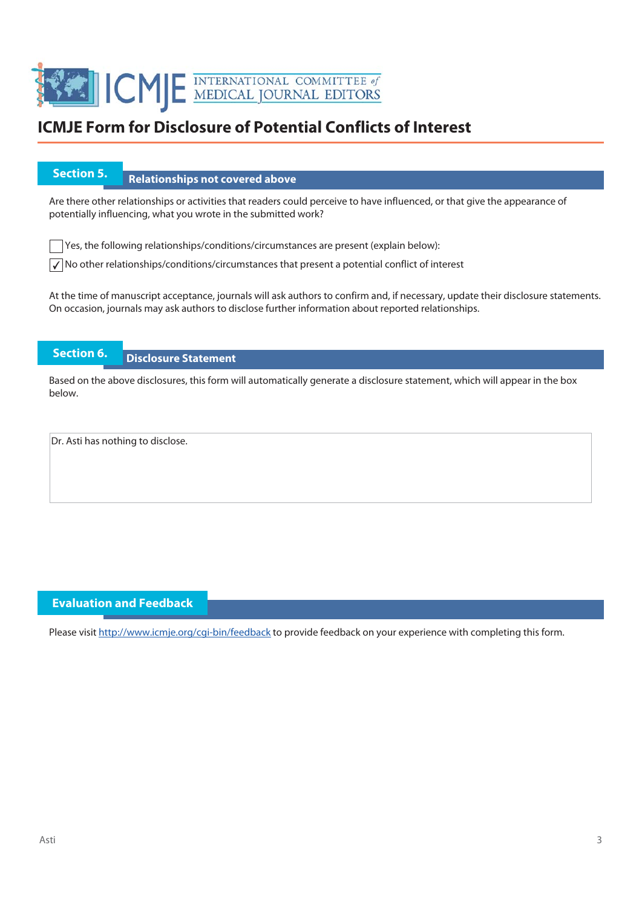# ICMJE Form for Disclosure of Potential Conflicts of Interest

## Section 5. Relationships not covered above

Are there other relationships or activities that readers could perceive to have influenced, or that give the appearance of potentially influencing, what you wrote in the submitted work?

☐ Yes, the following relationships/conditions/circumstances are present (explain below):

☑ No other relationships/conditions/circumstances that present a potential conflict of interest

At the time of manuscript acceptance, journals will ask authors to confirm and, if necessary, update their disclosure statements. On occasion, journals may ask authors to disclose further information about reported relationships.

## Section 6. Disclosure Statement

Based on the above disclosures, this form will automatically generate a disclosure statement, which will appear in the box below.

Dr. Asti has nothing to disclose.

## Evaluation and Feedback

Please visit http://www.icmje.org/cgi-bin/feedback to provide feedback on your experience with completing this form.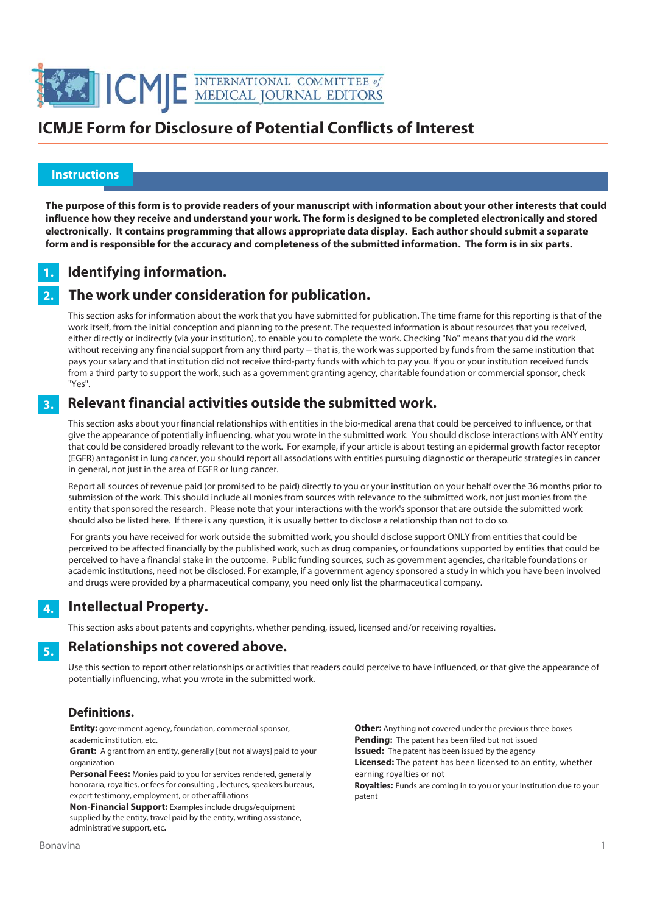# ICMJE Form for Disclosure of Potential Conflicts of Interest

## Instructions

**The purpose of this form is to provide readers of your manuscript with information about your other interests that could influence how they receive and understand your work. The form is designed to be completed electronically and stored electronically. It contains programming that allows appropriate data display. Each author should submit a separate form and is responsible for the accuracy and completeness of the submitted information. The form is in six parts.**

### 1. Identifying information.

### 2. The work under consideration for publication.

This section asks for information about the work that you have submitted for publication. The time frame for this reporting is that of the work itself, from the initial conception and planning to the present. The requested information is about resources that you received, either directly or indirectly (via your institution), to enable you to complete the work. Checking "No" means that you did the work without receiving any financial support from any third party -- that is, the work was supported by funds from the same institution that pays your salary and that institution did not receive third-party funds with which to pay you. If you or your institution received funds from a third party to support the work, such as a government granting agency, charitable foundation or commercial sponsor, check "Yes".

### 3. Relevant financial activities outside the submitted work.

This section asks about your financial relationships with entities in the bio-medical arena that could be perceived to influence, or that give the appearance of potentially influencing, what you wrote in the submitted work. You should disclose interactions with ANY entity that could be considered broadly relevant to the work. For example, if your article is about testing an epidermal growth factor receptor (EGFR) antagonist in lung cancer, you should report all associations with entities pursuing diagnostic or therapeutic strategies in cancer in general, not just in the area of EGFR or lung cancer.

Report all sources of revenue paid (or promised to be paid) directly to you or your institution on your behalf over the 36 months prior to submission of the work. This should include all monies from sources with relevance to the submitted work, not just monies from the entity that sponsored the research. Please note that your interactions with the work's sponsor that are outside the submitted work should also be listed here. If there is any question, it is usually better to disclose a relationship than not to do so.

For grants you have received for work outside the submitted work, you should disclose support ONLY from entities that could be perceived to be affected financially by the published work, such as drug companies, or foundations supported by entities that could be perceived to have a financial stake in the outcome. Public funding sources, such as government agencies, charitable foundations or academic institutions, need not be disclosed. For example, if a government agency sponsored a study in which you have been involved and drugs were provided by a pharmaceutical company, you need only list the pharmaceutical company.

### 4. Intellectual Property.

This section asks about patents and copyrights, whether pending, issued, licensed and/or receiving royalties.

### 5. Relationships not covered above.

Use this section to report other relationships or activities that readers could perceive to have influenced, or that give the appearance of potentially influencing, what you wrote in the submitted work.

### Definitions.

**Entity:** government agency, foundation, commercial sponsor, academic institution, etc.

**Grant:** A grant from an entity, generally [but not always] paid to your organization

**Personal Fees:** Monies paid to you for services rendered, generally honoraria, royalties, or fees for consulting , lectures, speakers bureaus, expert testimony, employment, or other affiliations

**Non-Financial Support:** Examples include drugs/equipment supplied by the entity, travel paid by the entity, writing assistance, administrative support, etc**.**

**Other:** Anything not covered under the previous three boxes

**Pending:** The patent has been filed but not issued

**Issued:** The patent has been issued by the agency

**Licensed:** The patent has been licensed to an entity, whether earning royalties or not

**Royalties:** Funds are coming in to you or your institution due to your patent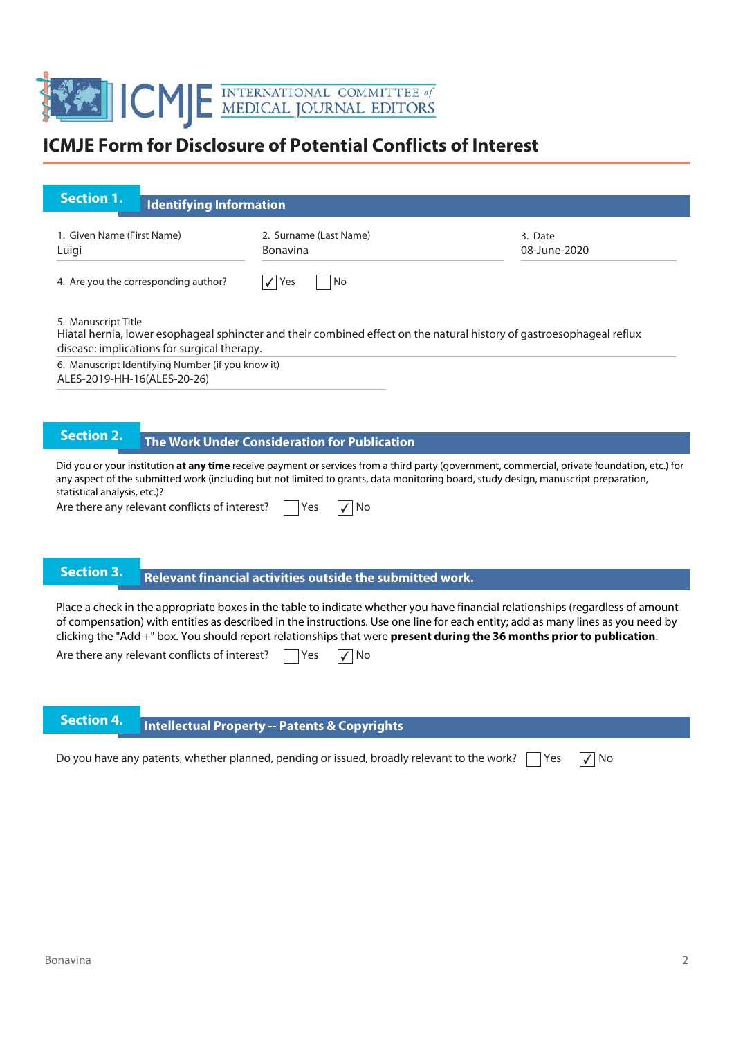INTERNATIONAL COMMITTEE of MEDICAL JOURNAL EDITORS

# ICMJE Form for Disclosure of Potential Conflicts of Interest

## Section 1. Identifying Information

1. Given Name (First Name)
Luigi

2. Surname (Last Name)
Bonavina

3. Date
08-June-2020

4. Are you the corresponding author? ☑ Yes ☐ No

5. Manuscript Title
Hiatal hernia, lower esophageal sphincter and their combined effect on the natural history of gastroesophageal reflux disease: implications for surgical therapy.

6. Manuscript Identifying Number (if you know it)
ALES-2019-HH-16(ALES-20-26)

## Section 2. The Work Under Consideration for Publication

Did you or your institution **at any time** receive payment or services from a third party (government, commercial, private foundation, etc.) for any aspect of the submitted work (including but not limited to grants, data monitoring board, study design, manuscript preparation, statistical analysis, etc.)?

Are there any relevant conflicts of interest? ☐ Yes ☑ No

## Section 3. Relevant financial activities outside the submitted work.

Place a check in the appropriate boxes in the table to indicate whether you have financial relationships (regardless of amount of compensation) with entities as described in the instructions. Use one line for each entity; add as many lines as you need by clicking the "Add +" box. You should report relationships that were **present during the 36 months prior to publication**.

Are there any relevant conflicts of interest? ☐ Yes ☑ No

## Section 4. Intellectual Property -- Patents & Copyrights

Do you have any patents, whether planned, pending or issued, broadly relevant to the work? ☐ Yes ☑ No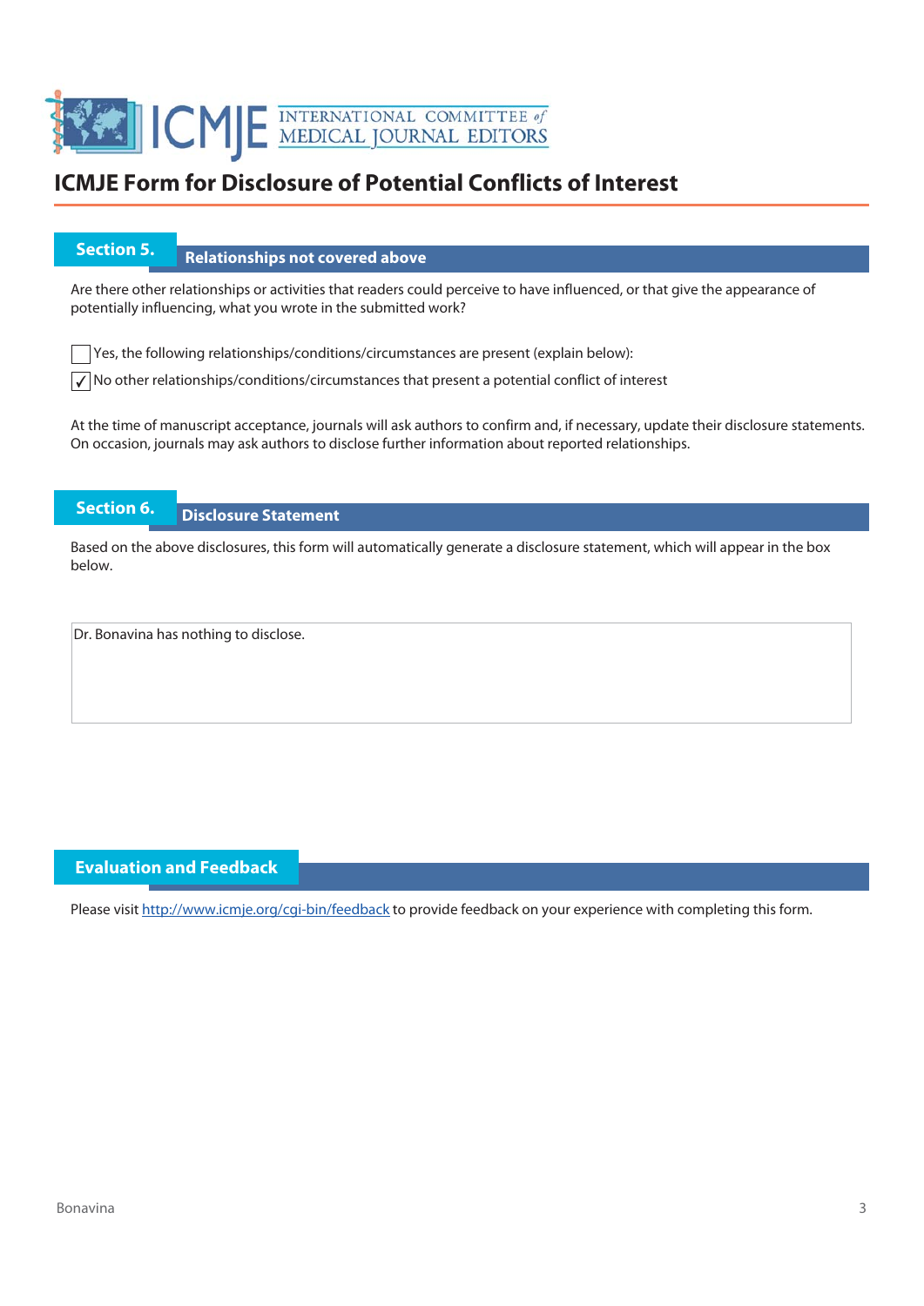# ICMJE Form for Disclosure of Potential Conflicts of Interest

## Section 5. Relationships not covered above

Are there other relationships or activities that readers could perceive to have influenced, or that give the appearance of potentially influencing, what you wrote in the submitted work?

- [ ] Yes, the following relationships/conditions/circumstances are present (explain below):
- [x] No other relationships/conditions/circumstances that present a potential conflict of interest

At the time of manuscript acceptance, journals will ask authors to confirm and, if necessary, update their disclosure statements. On occasion, journals may ask authors to disclose further information about reported relationships.

## Section 6. Disclosure Statement

Based on the above disclosures, this form will automatically generate a disclosure statement, which will appear in the box below.

Dr. Bonavina has nothing to disclose.

## Evaluation and Feedback

Please visit http://www.icmje.org/cgi-bin/feedback to provide feedback on your experience with completing this form.